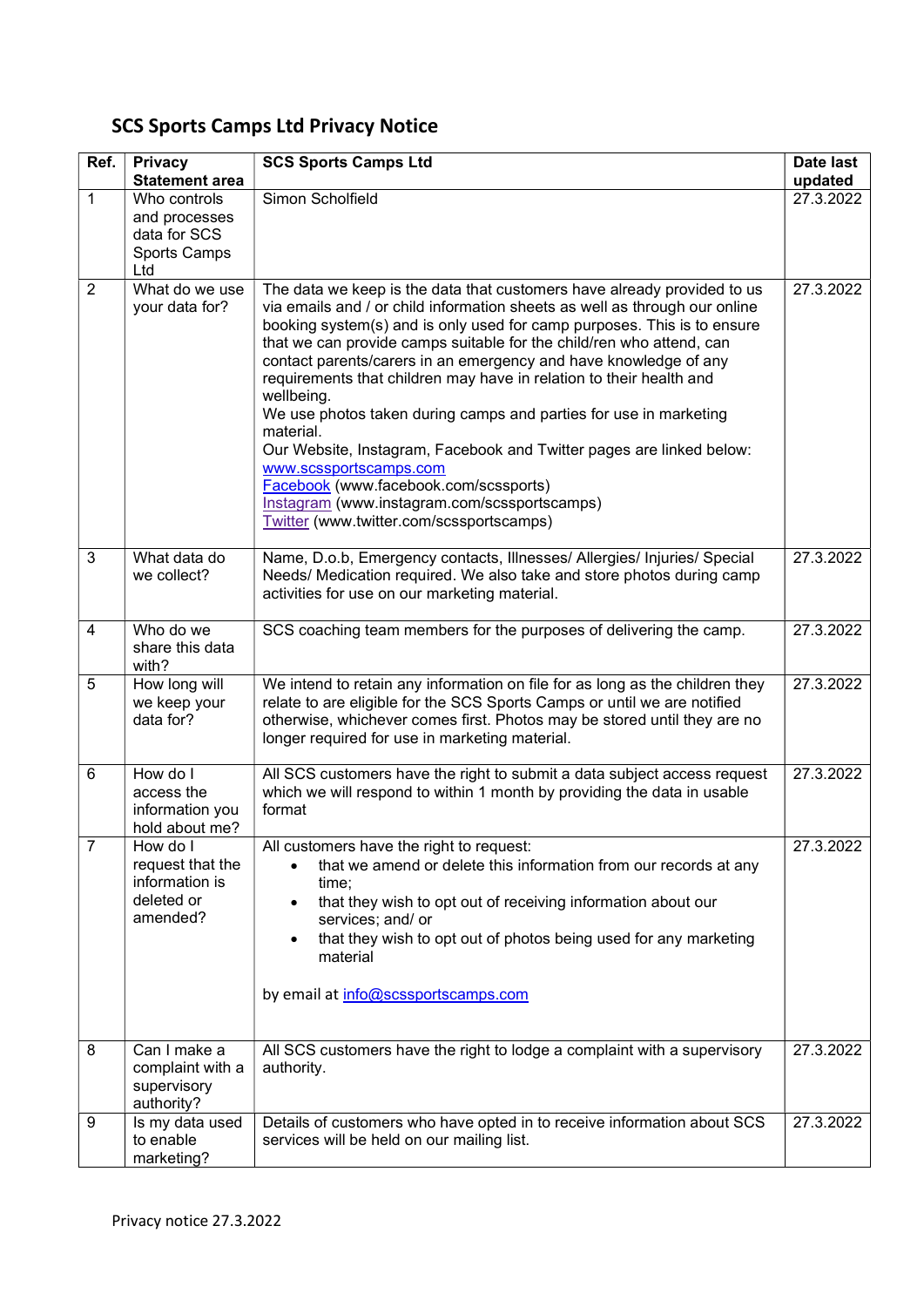# SCS Sports Camps Ltd Privacy Notice

| Ref. | Privacy Statement area | SCS Sports Camps Ltd | Date last updated |
|---|---|---|---|
| 1 | Who controls and processes data for SCS Sports Camps Ltd | Simon Scholfield | 27.3.2022 |
| 2 | What do we use your data for? | The data we keep is the data that customers have already provided to us via emails and / or child information sheets as well as through our online booking system(s) and is only used for camp purposes. This is to ensure that we can provide camps suitable for the child/ren who attend, can contact parents/carers in an emergency and have knowledge of any requirements that children may have in relation to their health and wellbeing.<br>We use photos taken during camps and parties for use in marketing material.<br>Our Website, Instagram, Facebook and Twitter pages are linked below:<br>www.scssportscamps.com<br>Facebook (www.facebook.com/scssports)<br>Instagram (www.instagram.com/scssportscamps)<br>Twitter (www.twitter.com/scssportscamps) | 27.3.2022 |
| 3 | What data do we collect? | Name, D.o.b, Emergency contacts, Illnesses/ Allergies/ Injuries/ Special Needs/ Medication required. We also take and store photos during camp activities for use on our marketing material. | 27.3.2022 |
| 4 | Who do we share this data with? | SCS coaching team members for the purposes of delivering the camp. | 27.3.2022 |
| 5 | How long will we keep your data for? | We intend to retain any information on file for as long as the children they relate to are eligible for the SCS Sports Camps or until we are notified otherwise, whichever comes first. Photos may be stored until they are no longer required for use in marketing material. | 27.3.2022 |
| 6 | How do I access the information you hold about me? | All SCS customers have the right to submit a data subject access request which we will respond to within 1 month by providing the data in usable format | 27.3.2022 |
| 7 | How do I request that the information is deleted or amended? | All customers have the right to request:<br>• that we amend or delete this information from our records at any time;<br>• that they wish to opt out of receiving information about our services; and/ or<br>• that they wish to opt out of photos being used for any marketing material<br><br>by email at info@scssportscamps.com | 27.3.2022 |
| 8 | Can I make a complaint with a supervisory authority? | All SCS customers have the right to lodge a complaint with a supervisory authority. | 27.3.2022 |
| 9 | Is my data used to enable marketing? | Details of customers who have opted in to receive information about SCS services will be held on our mailing list. | 27.3.2022 |

Privacy notice 27.3.2022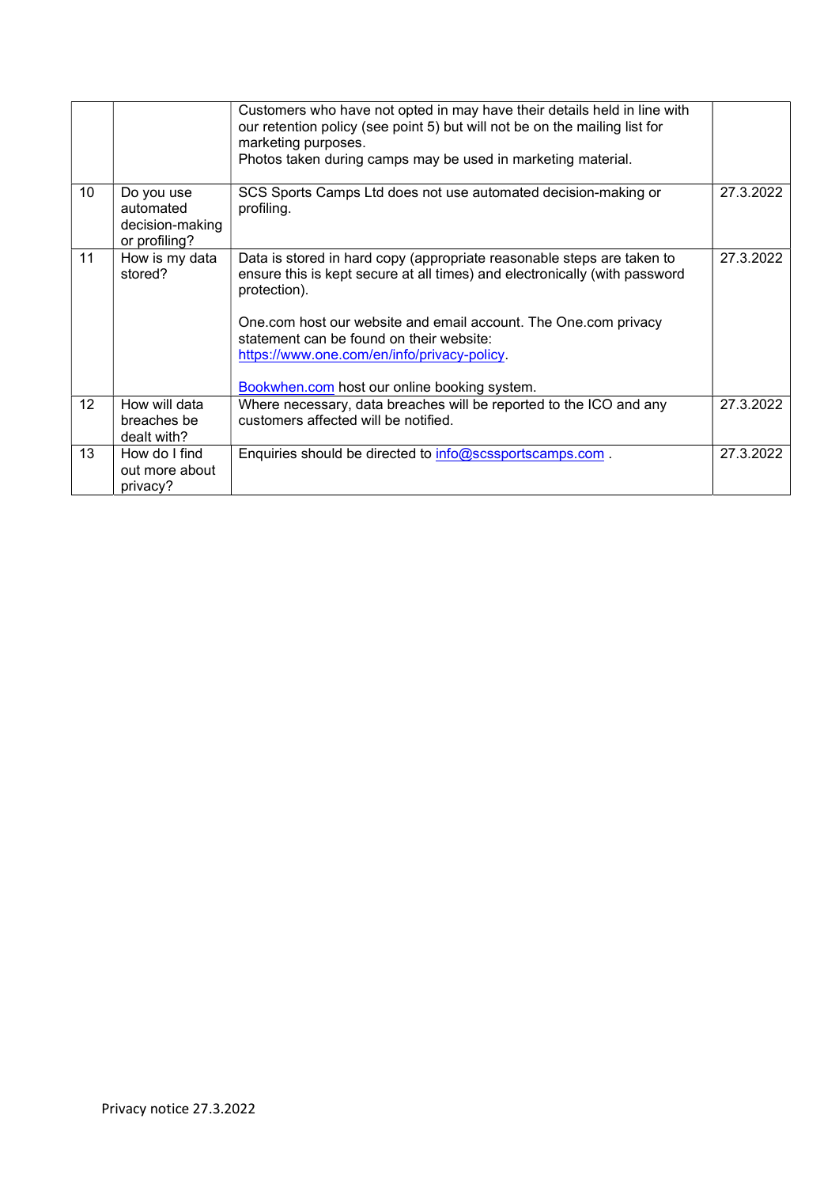| | | | |
|---|---|---|---|
| | | Customers who have not opted in may have their details held in line with our retention policy (see point 5) but will not be on the mailing list for marketing purposes.<br>Photos taken during camps may be used in marketing material. | |
| 10 | Do you use automated decision-making or profiling? | SCS Sports Camps Ltd does not use automated decision-making or profiling. | 27.3.2022 |
| 11 | How is my data stored? | Data is stored in hard copy (appropriate reasonable steps are taken to ensure this is kept secure at all times) and electronically (with password protection).<br><br>One.com host our website and email account. The One.com privacy statement can be found on their website: https://www.one.com/en/info/privacy-policy.<br><br>Bookwhen.com host our online booking system. | 27.3.2022 |
| 12 | How will data breaches be dealt with? | Where necessary, data breaches will be reported to the ICO and any customers affected will be notified. | 27.3.2022 |
| 13 | How do I find out more about privacy? | Enquiries should be directed to info@scssportscamps.com . | 27.3.2022 |